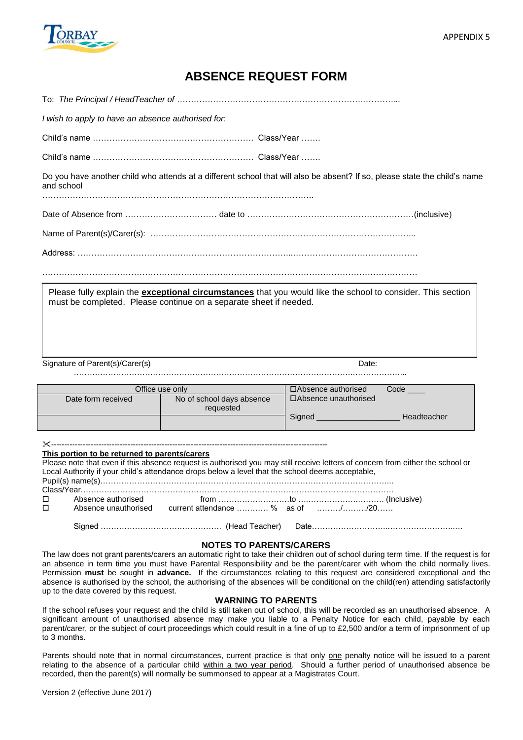APPENDIX 5

# ABSENCE REQUEST FORM

To: *The Principal / HeadTeacher of* …………………………………………………………….…………..

*I wish to apply to have an absence authorised for*:

Child's name ………………………………………………… Class/Year …….

Child's name ………………………………………………… Class/Year …….

Do you have another child who attends at a different school that will also be absent? If so, please state the child's name and school ……………………………………………………………………………………..

Date of Absence from …………………………… date to ……………………………………………………(inclusive)

Name of Parent(s)/Carer(s): ………………………………………………………………………………...

Address: ……………………………………………………………………...………………………………………

……………………………………………………………………………………………………………………………

Please fully explain the **exceptional circumstances** that you would like the school to consider. This section must be completed. Please continue on a separate sheet if needed.

Signature of Parent(s)/Carer(s) Date:

……………………………………………………………………………………………………………………...

| Office use only | | |
|---|---|---|
| Date form received | No of school days absence requested | ☐Absence authorised Code ____<br>☐Absence unauthorised<br><br>Signed __________________ Headteacher |
| | | |

✂-----------------------------------------------------------------------------------------------------

**This portion to be returned to parents/carers**

Please note that even if this absence request is authorised you may still receive letters of concern from either the school or Local Authority if your child's attendance drops below a level that the school deems acceptable,

Pupil(s) name(s)……………………………………………………………………………………………………...

Class/Year…………………………………………………………………………………………………………

☐ Absence authorised from ………………………to ……………………………… (Inclusive)

☐ Absence unauthorised current attendance ………… % as of ………/………/20……

Signed ……………………………………… (Head Teacher) Date……………………………………………….

## NOTES TO PARENTS/CARERS

The law does not grant parents/carers an automatic right to take their children out of school during term time. If the request is for an absence in term time you must have Parental Responsibility and be the parent/carer with whom the child normally lives. Permission **must** be sought in **advance.** If the circumstances relating to this request are considered exceptional and the absence is authorised by the school, the authorising of the absences will be conditional on the child(ren) attending satisfactorily up to the date covered by this request.

## WARNING TO PARENTS

If the school refuses your request and the child is still taken out of school, this will be recorded as an unauthorised absence. A significant amount of unauthorised absence may make you liable to a Penalty Notice for each child, payable by each parent/carer, or the subject of court proceedings which could result in a fine of up to £2,500 and/or a term of imprisonment of up to 3 months.

Parents should note that in normal circumstances, current practice is that only one penalty notice will be issued to a parent relating to the absence of a particular child within a two year period. Should a further period of unauthorised absence be recorded, then the parent(s) will normally be summonsed to appear at a Magistrates Court.

Version 2 (effective June 2017)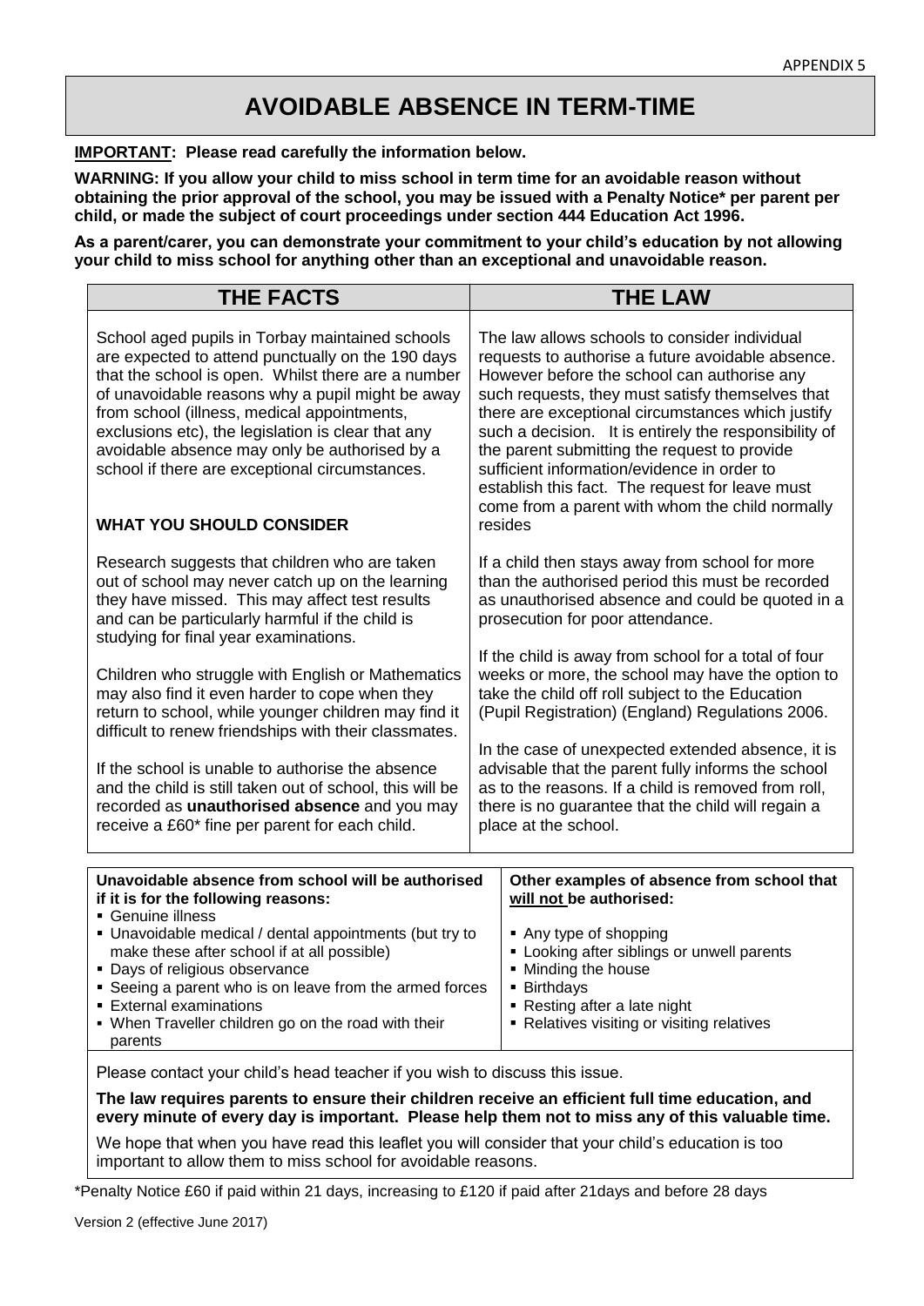APPENDIX 5

# AVOIDABLE ABSENCE IN TERM-TIME

**IMPORTANT: Please read carefully the information below.**

**WARNING: If you allow your child to miss school in term time for an avoidable reason without obtaining the prior approval of the school, you may be issued with a Penalty Notice* per parent per child, or made the subject of court proceedings under section 444 Education Act 1996.**

**As a parent/carer, you can demonstrate your commitment to your child's education by not allowing your child to miss school for anything other than an exceptional and unavoidable reason.**

## THE FACTS

School aged pupils in Torbay maintained schools are expected to attend punctually on the 190 days that the school is open. Whilst there are a number of unavoidable reasons why a pupil might be away from school (illness, medical appointments, exclusions etc), the legislation is clear that any avoidable absence may only be authorised by a school if there are exceptional circumstances.

### WHAT YOU SHOULD CONSIDER

Research suggests that children who are taken out of school may never catch up on the learning they have missed. This may affect test results and can be particularly harmful if the child is studying for final year examinations.

Children who struggle with English or Mathematics may also find it even harder to cope when they return to school, while younger children may find it difficult to renew friendships with their classmates.

If the school is unable to authorise the absence and the child is still taken out of school, this will be recorded as **unauthorised absence** and you may receive a £60* fine per parent for each child.

## THE LAW

The law allows schools to consider individual requests to authorise a future avoidable absence. However before the school can authorise any such requests, they must satisfy themselves that there are exceptional circumstances which justify such a decision. It is entirely the responsibility of the parent submitting the request to provide sufficient information/evidence in order to establish this fact. The request for leave must come from a parent with whom the child normally resides

If a child then stays away from school for more than the authorised period this must be recorded as unauthorised absence and could be quoted in a prosecution for poor attendance.

If the child is away from school for a total of four weeks or more, the school may have the option to take the child off roll subject to the Education (Pupil Registration) (England) Regulations 2006.

In the case of unexpected extended absence, it is advisable that the parent fully informs the school as to the reasons. If a child is removed from roll, there is no guarantee that the child will regain a place at the school.

| Unavoidable absence from school will be authorised if it is for the following reasons: | Other examples of absence from school that will not be authorised: |
|---|---|
| ▪ Genuine illness<br>▪ Unavoidable medical / dental appointments (but try to make these after school if at all possible)<br>▪ Days of religious observance<br>▪ Seeing a parent who is on leave from the armed forces<br>▪ External examinations<br>▪ When Traveller children go on the road with their parents | ▪ Any type of shopping<br>▪ Looking after siblings or unwell parents<br>▪ Minding the house<br>▪ Birthdays<br>▪ Resting after a late night<br>▪ Relatives visiting or visiting relatives |

Please contact your child's head teacher if you wish to discuss this issue.

**The law requires parents to ensure their children receive an efficient full time education, and every minute of every day is important. Please help them not to miss any of this valuable time.**

We hope that when you have read this leaflet you will consider that your child's education is too important to allow them to miss school for avoidable reasons.

*Penalty Notice £60 if paid within 21 days, increasing to £120 if paid after 21days and before 28 days

Version 2 (effective June 2017)